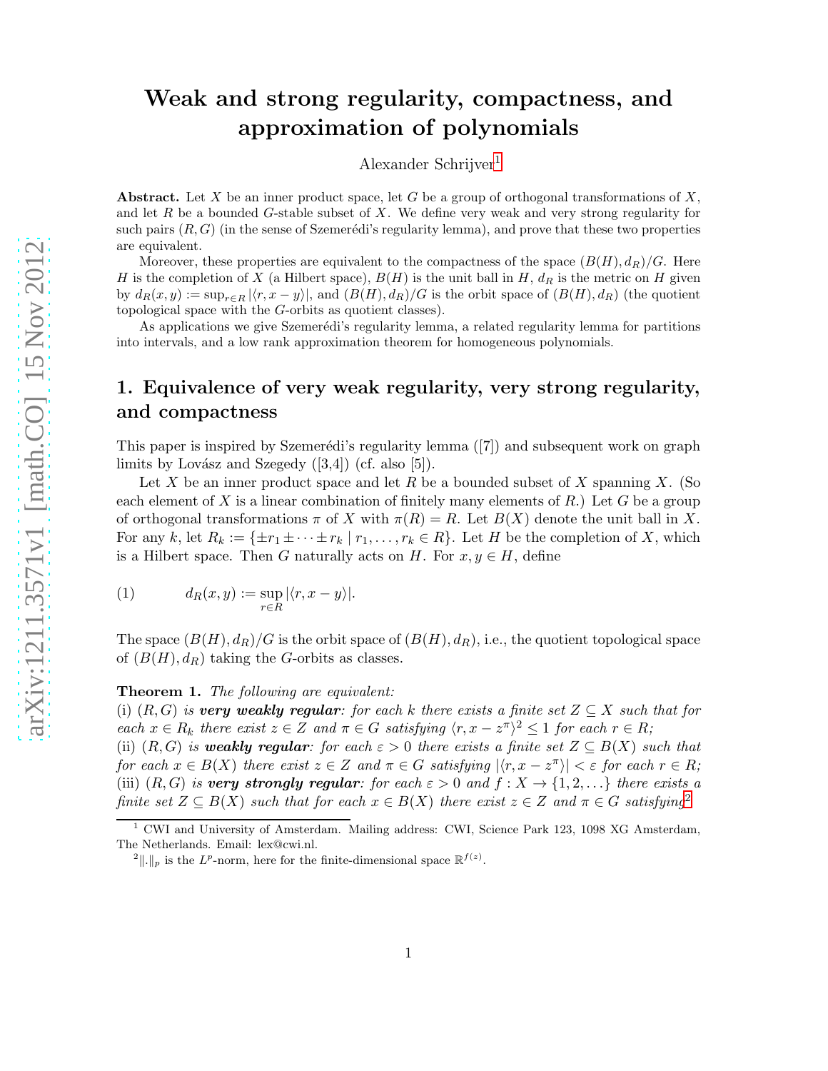# Weak and strong regularity, compactness, and approximation of polynomials

Alexander Schrijver[1]

**Abstract.** Let $X$ be an inner product space, let $G$ be a group of orthogonal transformations of $X$, and let $R$ be a bounded $G$-stable subset of $X$. We define very weak and very strong regularity for such pairs $(R,G)$ (in the sense of Szemerédi's regularity lemma), and prove that these two properties are equivalent.

Moreover, these properties are equivalent to the compactness of the space $(B(H),d_R)/G$. Here $H$ is the completion of $X$ (a Hilbert space), $B(H)$ is the unit ball in $H$, $d_R$ is the metric on $H$ given by $d_R(x,y) := \sup_{r\in R}|\langle r, x-y\rangle|$, and $(B(H),d_R)/G$ is the orbit space of $(B(H),d_R)$ (the quotient topological space with the $G$-orbits as quotient classes).

As applications we give Szemerédi's regularity lemma, a related regularity lemma for partitions into intervals, and a low rank approximation theorem for homogeneous polynomials.

## 1. Equivalence of very weak regularity, very strong regularity, and compactness

This paper is inspired by Szemerédi's regularity lemma ([7]) and subsequent work on graph limits by Lovász and Szegedy ([3,4]) (cf. also [5]).

Let $X$ be an inner product space and let $R$ be a bounded subset of $X$ spanning $X$. (So each element of $X$ is a linear combination of finitely many elements of $R$.) Let $G$ be a group of orthogonal transformations $\pi$ of $X$ with $\pi(R) = R$. Let $B(X)$ denote the unit ball in $X$. For any $k$, let $R_k := \{\pm r_1 \pm \cdots \pm r_k \mid r_1,\ldots,r_k \in R\}$. Let $H$ be the completion of $X$, which is a Hilbert space. Then $G$ naturally acts on $H$. For $x,y \in H$, define

$$(1) \qquad d_R(x,y) := \sup_{r\in R}|\langle r, x-y\rangle|.$$

The space $(B(H),d_R)/G$ is the orbit space of $(B(H),d_R)$, i.e., the quotient topological space of $(B(H),d_R)$ taking the $G$-orbits as classes.

**Theorem 1.** *The following are equivalent:*
*(i) $(R,G)$ is* ***very weakly regular****: for each $k$ there exists a finite set $Z \subseteq X$ such that for each $x \in R_k$ there exist $z \in Z$ and $\pi \in G$ satisfying $\langle r, x - z^\pi\rangle^2 \leq 1$ for each $r \in R$;*
*(ii) $(R,G)$ is* ***weakly regular****: for each $\varepsilon > 0$ there exists a finite set $Z \subseteq B(X)$ such that for each $x \in B(X)$ there exist $z \in Z$ and $\pi \in G$ satisfying $|\langle r, x - z^\pi\rangle| < \varepsilon$ for each $r \in R$;*
*(iii) $(R,G)$ is* ***very strongly regular****: for each $\varepsilon > 0$ and $f : X \to \{1,2,\ldots\}$ there exists a finite set $Z \subseteq B(X)$ such that for each $x \in B(X)$ there exist $z \in Z$ and $\pi \in G$ satisfying*[2]

[1] CWI and University of Amsterdam. Mailing address: CWI, Science Park 123, 1098 XG Amsterdam, The Netherlands. Email: lex@cwi.nl.

[2] $\|.\|_p$ is the $L^p$-norm, here for the finite-dimensional space $\mathbb{R}^{f(z)}$.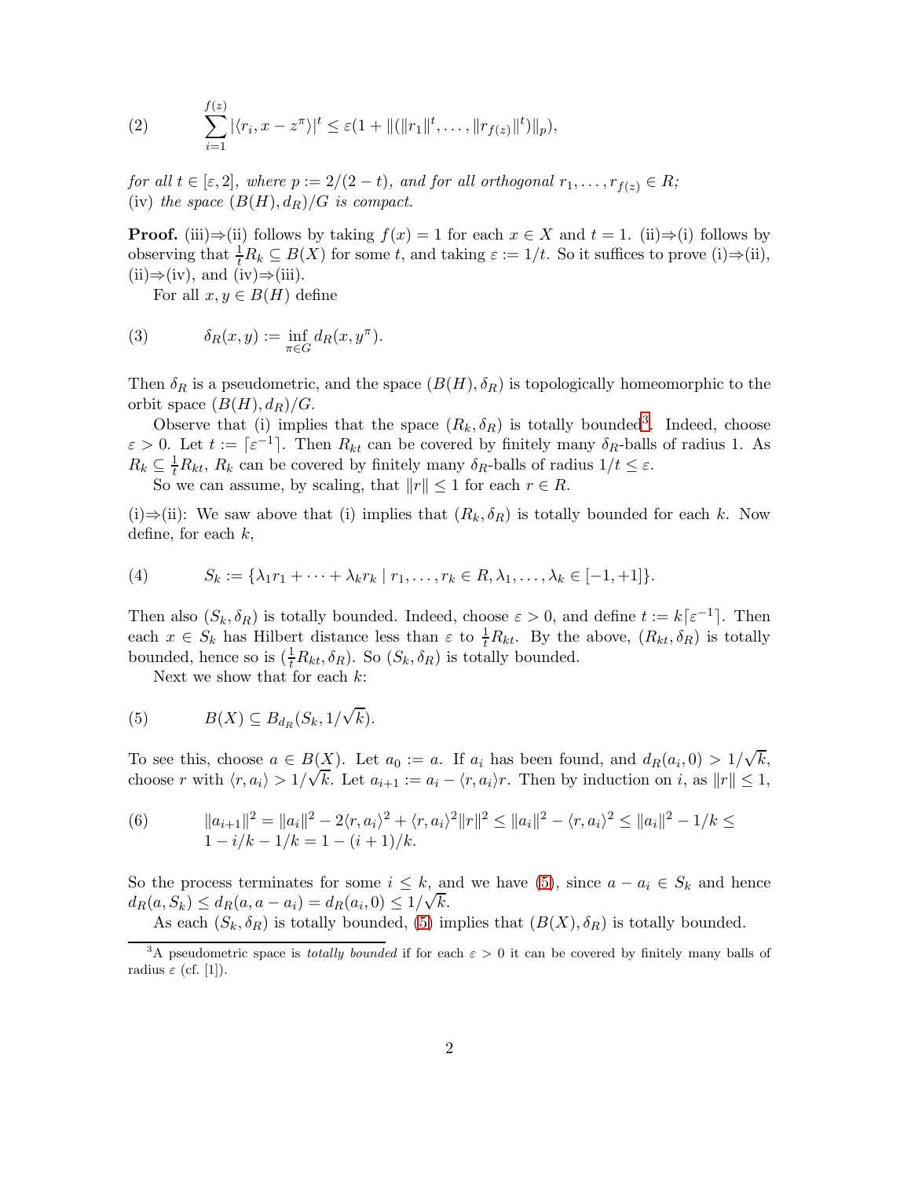$$(2) \qquad \sum_{i=1}^{f(z)} |\langle r_i, x - z^\pi \rangle|^t \leq \varepsilon(1 + \|(\|r_1\|^t, \ldots, \|r_{f(z)}\|^t)\|_p),$$

*for all $t \in [\varepsilon, 2]$, where $p := 2/(2-t)$, and for all orthogonal $r_1, \ldots, r_{f(z)} \in R$;*
(iv) *the space $(B(H), d_R)/G$ is compact.*

**Proof.** (iii)⇒(ii) follows by taking $f(x) = 1$ for each $x \in X$ and $t = 1$. (ii)⇒(i) follows by observing that $\frac{1}{t}R_k \subseteq B(X)$ for some $t$, and taking $\varepsilon := 1/t$. So it suffices to prove (i)⇒(ii), (ii)⇒(iv), and (iv)⇒(iii).

For all $x, y \in B(H)$ define

$$(3) \qquad \delta_R(x, y) := \inf_{\pi \in G} d_R(x, y^\pi).$$

Then $\delta_R$ is a pseudometric, and the space $(B(H), \delta_R)$ is topologically homeomorphic to the orbit space $(B(H), d_R)/G$.

Observe that (i) implies that the space $(R_k, \delta_R)$ is totally bounded[3]. Indeed, choose $\varepsilon > 0$. Let $t := \lceil \varepsilon^{-1} \rceil$. Then $R_{kt}$ can be covered by finitely many $\delta_R$-balls of radius 1. As $R_k \subseteq \frac{1}{t}R_{kt}$, $R_k$ can be covered by finitely many $\delta_R$-balls of radius $1/t \leq \varepsilon$.

So we can assume, by scaling, that $\|r\| \leq 1$ for each $r \in R$.

(i)⇒(ii): We saw above that (i) implies that $(R_k, \delta_R)$ is totally bounded for each $k$. Now define, for each $k$,

$$(4) \qquad S_k := \{\lambda_1 r_1 + \cdots + \lambda_k r_k \mid r_1, \ldots, r_k \in R, \lambda_1, \ldots, \lambda_k \in [-1, +1]\}.$$

Then also $(S_k, \delta_R)$ is totally bounded. Indeed, choose $\varepsilon > 0$, and define $t := k\lceil \varepsilon^{-1} \rceil$. Then each $x \in S_k$ has Hilbert distance less than $\varepsilon$ to $\frac{1}{t}R_{kt}$. By the above, $(R_{kt}, \delta_R)$ is totally bounded, hence so is $(\frac{1}{t}R_{kt}, \delta_R)$. So $(S_k, \delta_R)$ is totally bounded.

Next we show that for each $k$:

$$(5) \qquad B(X) \subseteq B_{d_R}(S_k, 1/\sqrt{k}).$$

To see this, choose $a \in B(X)$. Let $a_0 := a$. If $a_i$ has been found, and $d_R(a_i, 0) > 1/\sqrt{k}$, choose $r$ with $\langle r, a_i \rangle > 1/\sqrt{k}$. Let $a_{i+1} := a_i - \langle r, a_i \rangle r$. Then by induction on $i$, as $\|r\| \leq 1$,

$$(6) \qquad \begin{aligned} \|a_{i+1}\|^2 &= \|a_i\|^2 - 2\langle r, a_i \rangle^2 + \langle r, a_i \rangle^2 \|r\|^2 \leq \|a_i\|^2 - \langle r, a_i \rangle^2 \leq \|a_i\|^2 - 1/k \leq \\ &1 - i/k - 1/k = 1 - (i+1)/k. \end{aligned}$$

So the process terminates for some $i \leq k$, and we have (5), since $a - a_i \in S_k$ and hence $d_R(a, S_k) \leq d_R(a, a - a_i) = d_R(a_i, 0) \leq 1/\sqrt{k}$.

As each $(S_k, \delta_R)$ is totally bounded, (5) implies that $(B(X), \delta_R)$ is totally bounded.

[3] A pseudometric space is *totally bounded* if for each $\varepsilon > 0$ it can be covered by finitely many balls of radius $\varepsilon$ (cf. [1]).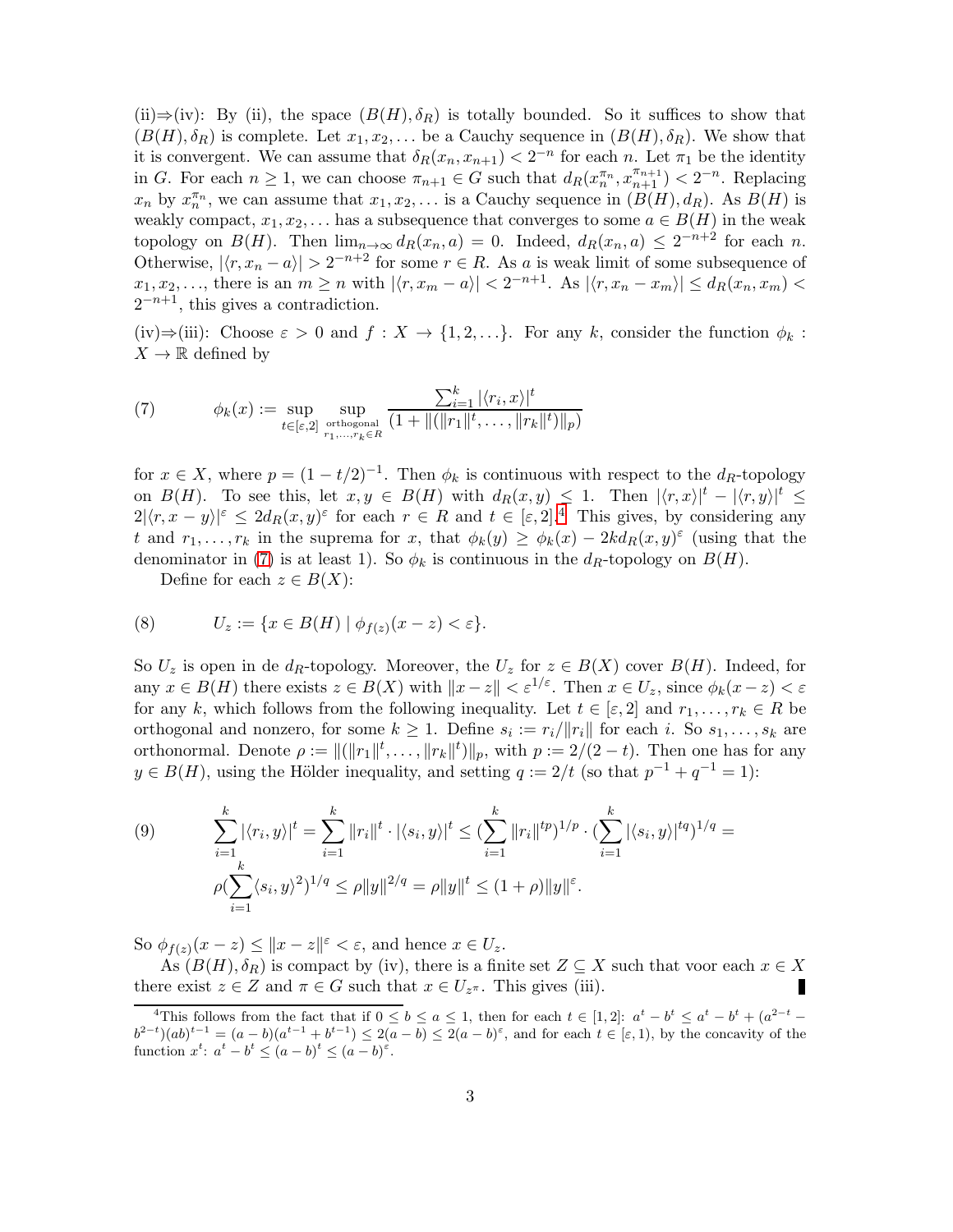(ii)⇒(iv): By (ii), the space $(B(H), \delta_R)$ is totally bounded. So it suffices to show that $(B(H), \delta_R)$ is complete. Let $x_1, x_2, \ldots$ be a Cauchy sequence in $(B(H), \delta_R)$. We show that it is convergent. We can assume that $\delta_R(x_n, x_{n+1}) < 2^{-n}$ for each $n$. Let $\pi_1$ be the identity in $G$. For each $n \geq 1$, we can choose $\pi_{n+1} \in G$ such that $d_R(x_n^{\pi_n}, x_{n+1}^{\pi_{n+1}}) < 2^{-n}$. Replacing $x_n$ by $x_n^{\pi_n}$, we can assume that $x_1, x_2, \ldots$ is a Cauchy sequence in $(B(H), d_R)$. As $B(H)$ is weakly compact, $x_1, x_2, \ldots$ has a subsequence that converges to some $a \in B(H)$ in the weak topology on $B(H)$. Then $\lim_{n\to\infty} d_R(x_n, a) = 0$. Indeed, $d_R(x_n, a) \leq 2^{-n+2}$ for each $n$. Otherwise, $|\langle r, x_n - a\rangle| > 2^{-n+2}$ for some $r \in R$. As $a$ is weak limit of some subsequence of $x_1, x_2, \ldots$, there is an $m \geq n$ with $|\langle r, x_m - a\rangle| < 2^{-n+1}$. As $|\langle r, x_n - x_m\rangle| \leq d_R(x_n, x_m) < 2^{-n+1}$, this gives a contradiction.

(iv)⇒(iii): Choose $\varepsilon > 0$ and $f : X \to \{1, 2, \ldots\}$. For any $k$, consider the function $\phi_k : X \to \mathbb{R}$ defined by

$$(7) \qquad \phi_k(x) := \sup_{t\in[\varepsilon,2]} \sup_{\substack{\text{orthogonal} \\ r_1,\ldots,r_k\in R}} \frac{\sum_{i=1}^k |\langle r_i, x\rangle|^t}{(1 + \|(\|r_1\|^t, \ldots, \|r_k\|^t)\|_p)}$$

for $x \in X$, where $p = (1 - t/2)^{-1}$. Then $\phi_k$ is continuous with respect to the $d_R$-topology on $B(H)$. To see this, let $x, y \in B(H)$ with $d_R(x, y) \leq 1$. Then $|\langle r, x\rangle|^t - |\langle r, y\rangle|^t \leq 2|\langle r, x - y\rangle|^\varepsilon \leq 2d_R(x, y)^\varepsilon$ for each $r \in R$ and $t \in [\varepsilon, 2]$.[4] This gives, by considering any $t$ and $r_1, \ldots, r_k$ in the suprema for $x$, that $\phi_k(y) \geq \phi_k(x) - 2kd_R(x, y)^\varepsilon$ (using that the denominator in (7) is at least 1). So $\phi_k$ is continuous in the $d_R$-topology on $B(H)$.

Define for each $z \in B(X)$:

$$(8) \qquad U_z := \{x \in B(H) \mid \phi_{f(z)}(x - z) < \varepsilon\}.$$

So $U_z$ is open in de $d_R$-topology. Moreover, the $U_z$ for $z \in B(X)$ cover $B(H)$. Indeed, for any $x \in B(H)$ there exists $z \in B(X)$ with $\|x - z\| < \varepsilon^{1/\varepsilon}$. Then $x \in U_z$, since $\phi_k(x - z) < \varepsilon$ for any $k$, which follows from the following inequality. Let $t \in [\varepsilon, 2]$ and $r_1, \ldots, r_k \in R$ be orthogonal and nonzero, for some $k \geq 1$. Define $s_i := r_i/\|r_i\|$ for each $i$. So $s_1, \ldots, s_k$ are orthonormal. Denote $\rho := \|(\|r_1\|^t, \ldots, \|r_k\|^t)\|_p$, with $p := 2/(2 - t)$. Then one has for any $y \in B(H)$, using the Hölder inequality, and setting $q := 2/t$ (so that $p^{-1} + q^{-1} = 1$):

$$(9) \qquad \begin{aligned} \sum_{i=1}^k |\langle r_i, y\rangle|^t &= \sum_{i=1}^k \|r_i\|^t \cdot |\langle s_i, y\rangle|^t \leq (\sum_{i=1}^k \|r_i\|^{tp})^{1/p} \cdot (\sum_{i=1}^k |\langle s_i, y\rangle|^{tq})^{1/q} = \\ &\rho(\sum_{i=1}^k \langle s_i, y\rangle^2)^{1/q} \leq \rho\|y\|^{2/q} = \rho\|y\|^t \leq (1 + \rho)\|y\|^\varepsilon. \end{aligned}$$

So $\phi_{f(z)}(x - z) \leq \|x - z\|^\varepsilon < \varepsilon$, and hence $x \in U_z$.

As $(B(H), \delta_R)$ is compact by (iv), there is a finite set $Z \subseteq X$ such that voor each $x \in X$ there exist $z \in Z$ and $\pi \in G$ such that $x \in U_{z^\pi}$. This gives (iii). ∎

[4] This follows from the fact that if $0 \leq b \leq a \leq 1$, then for each $t \in [1, 2]$: $a^t - b^t \leq a^t - b^t + (a^{2-t} - b^{2-t})(ab)^{t-1} = (a - b)(a^{t-1} + b^{t-1}) \leq 2(a - b) \leq 2(a - b)^\varepsilon$, and for each $t \in [\varepsilon, 1)$, by the concavity of the function $x^t$: $a^t - b^t \leq (a - b)^t \leq (a - b)^\varepsilon$.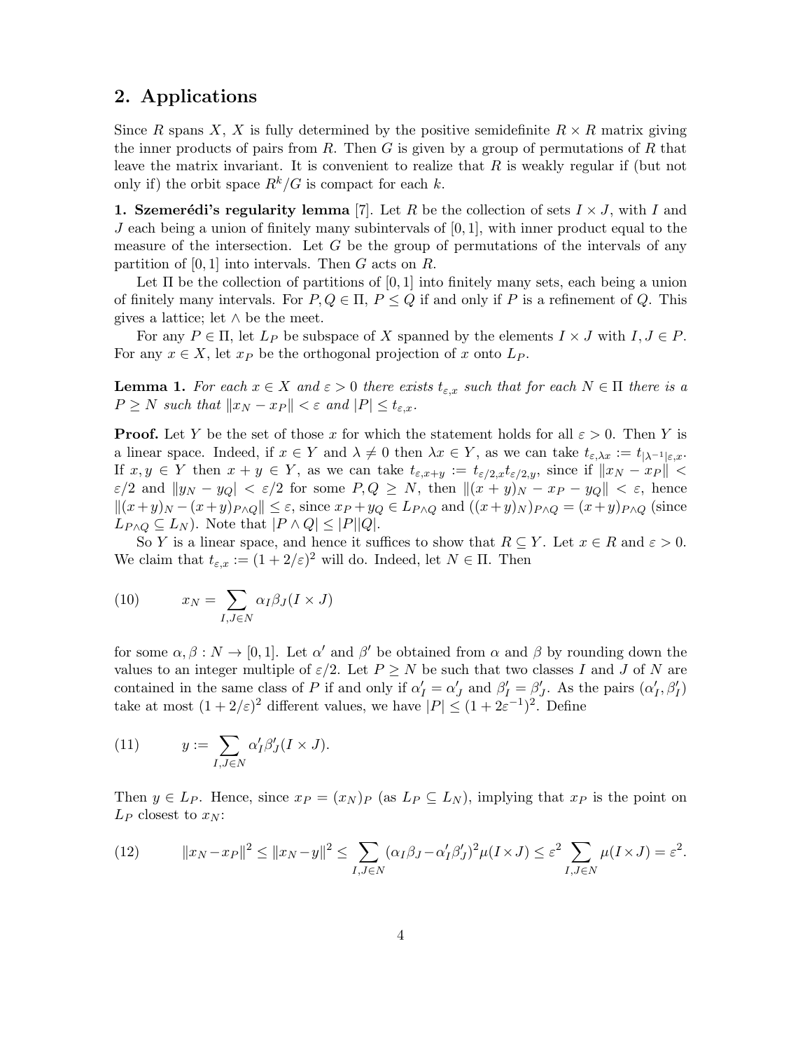## 2. Applications

Since $R$ spans $X$, $X$ is fully determined by the positive semidefinite $R \times R$ matrix giving the inner products of pairs from $R$. Then $G$ is given by a group of permutations of $R$ that leave the matrix invariant. It is convenient to realize that $R$ is weakly regular if (but not only if) the orbit space $R^k/G$ is compact for each $k$.

**1. Szemerédi's regularity lemma** [7]. Let $R$ be the collection of sets $I \times J$, with $I$ and $J$ each being a union of finitely many subintervals of $[0,1]$, with inner product equal to the measure of the intersection. Let $G$ be the group of permutations of the intervals of any partition of $[0,1]$ into intervals. Then $G$ acts on $R$.

Let $\Pi$ be the collection of partitions of $[0,1]$ into finitely many sets, each being a union of finitely many intervals. For $P, Q \in \Pi$, $P \leq Q$ if and only if $P$ is a refinement of $Q$. This gives a lattice; let $\wedge$ be the meet.

For any $P \in \Pi$, let $L_P$ be subspace of $X$ spanned by the elements $I \times J$ with $I, J \in P$. For any $x \in X$, let $x_P$ be the orthogonal projection of $x$ onto $L_P$.

**Lemma 1.** *For each $x \in X$ and $\varepsilon > 0$ there exists $t_{\varepsilon,x}$ such that for each $N \in \Pi$ there is a $P \geq N$ such that $\|x_N - x_P\| < \varepsilon$ and $|P| \leq t_{\varepsilon,x}$.*

**Proof.** Let $Y$ be the set of those $x$ for which the statement holds for all $\varepsilon > 0$. Then $Y$ is a linear space. Indeed, if $x \in Y$ and $\lambda \neq 0$ then $\lambda x \in Y$, as we can take $t_{\varepsilon,\lambda x} := t_{|\lambda^{-1}|\varepsilon,x}$. If $x, y \in Y$ then $x + y \in Y$, as we can take $t_{\varepsilon,x+y} := t_{\varepsilon/2,x} t_{\varepsilon/2,y}$, since if $\|x_N - x_P\| < \varepsilon/2$ and $\|y_N - y_Q| < \varepsilon/2$ for some $P, Q \geq N$, then $\|(x+y)_N - x_P - y_Q\| < \varepsilon$, hence $\|(x+y)_N - (x+y)_{P\wedge Q}\| \leq \varepsilon$, since $x_P + y_Q \in L_{P\wedge Q}$ and $((x+y)_N)_{P\wedge Q} = (x+y)_{P\wedge Q}$ (since $L_{P\wedge Q} \subseteq L_N$). Note that $|P \wedge Q| \leq |P||Q|$.

So $Y$ is a linear space, and hence it suffices to show that $R \subseteq Y$. Let $x \in R$ and $\varepsilon > 0$. We claim that $t_{\varepsilon,x} := (1 + 2/\varepsilon)^2$ will do. Indeed, let $N \in \Pi$. Then

$$x_N = \sum_{I,J \in N} \alpha_I \beta_J (I \times J) \tag{10}$$

for some $\alpha, \beta : N \to [0,1]$. Let $\alpha'$ and $\beta'$ be obtained from $\alpha$ and $\beta$ by rounding down the values to an integer multiple of $\varepsilon/2$. Let $P \geq N$ be such that two classes $I$ and $J$ of $N$ are contained in the same class of $P$ if and only if $\alpha'_I = \alpha'_J$ and $\beta'_I = \beta'_J$. As the pairs $(\alpha'_I, \beta'_I)$ take at most $(1 + 2/\varepsilon)^2$ different values, we have $|P| \leq (1 + 2\varepsilon^{-1})^2$. Define

$$y := \sum_{I,J \in N} \alpha'_I \beta'_J (I \times J). \tag{11}$$

Then $y \in L_P$. Hence, since $x_P = (x_N)_P$ (as $L_P \subseteq L_N$), implying that $x_P$ is the point on $L_P$ closest to $x_N$:

$$\|x_N - x_P\|^2 \leq \|x_N - y\|^2 \leq \sum_{I,J \in N} (\alpha_I \beta_J - \alpha'_I \beta'_J)^2 \mu(I \times J) \leq \varepsilon^2 \sum_{I,J \in N} \mu(I \times J) = \varepsilon^2. \tag{12}$$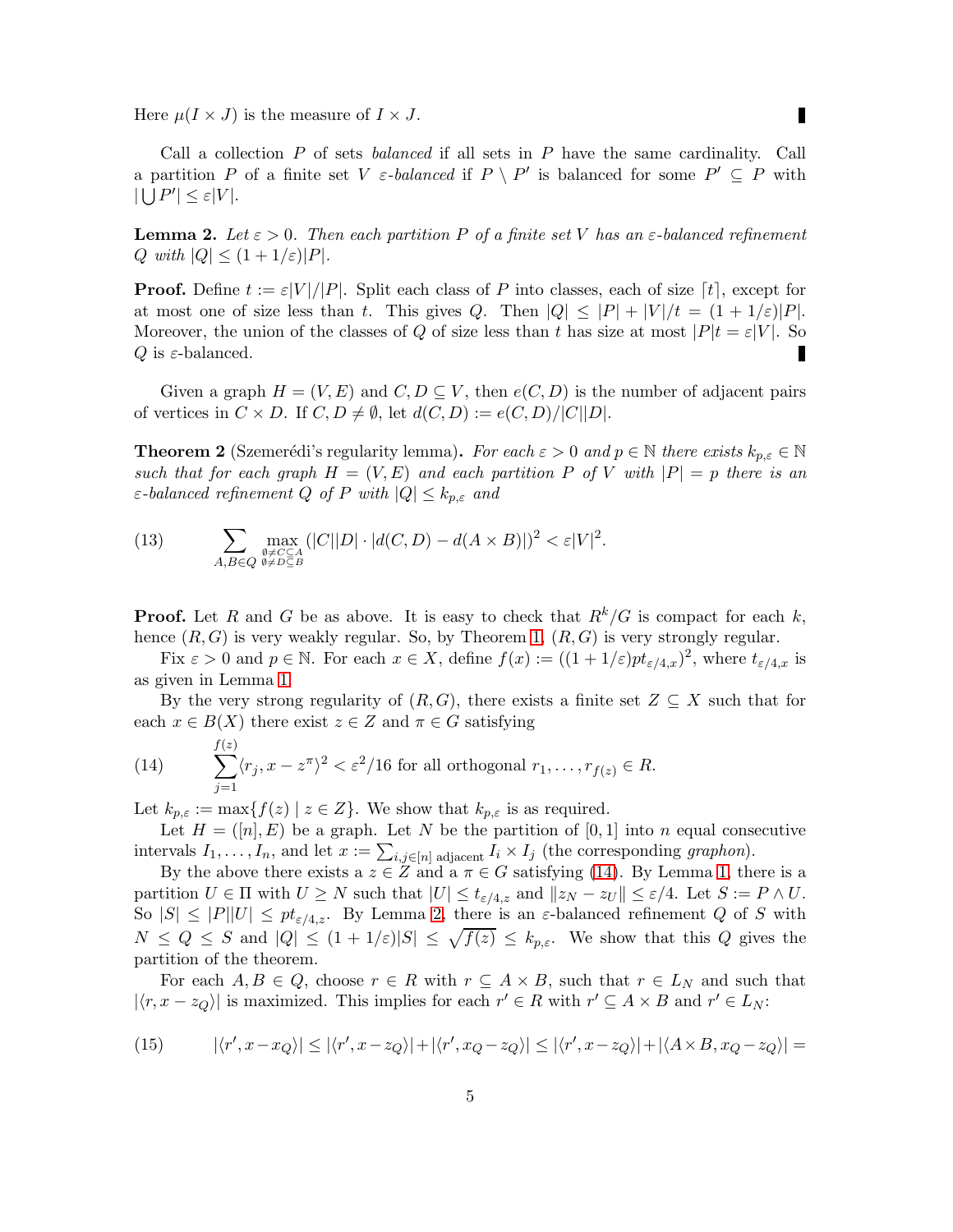Here $\mu(I \times J)$ is the measure of $I \times J$. ∎

Call a collection $P$ of sets *balanced* if all sets in $P$ have the same cardinality. Call a partition $P$ of a finite set $V$ *$\varepsilon$-balanced* if $P \setminus P'$ is balanced for some $P' \subseteq P$ with $|\bigcup P'| \leq \varepsilon |V|$.

**Lemma 2.** *Let $\varepsilon > 0$. Then each partition $P$ of a finite set $V$ has an $\varepsilon$-balanced refinement $Q$ with $|Q| \leq (1 + 1/\varepsilon)|P|$.*

**Proof.** Define $t := \varepsilon |V|/|P|$. Split each class of $P$ into classes, each of size $\lceil t \rceil$, except for at most one of size less than $t$. This gives $Q$. Then $|Q| \leq |P| + |V|/t = (1 + 1/\varepsilon)|P|$. Moreover, the union of the classes of $Q$ of size less than $t$ has size at most $|P|t = \varepsilon|V|$. So $Q$ is $\varepsilon$-balanced. ∎

Given a graph $H = (V, E)$ and $C, D \subseteq V$, then $e(C, D)$ is the number of adjacent pairs of vertices in $C \times D$. If $C, D \neq \emptyset$, let $d(C, D) := e(C, D)/|C||D|$.

**Theorem 2** (Szemerédi's regularity lemma)**.** *For each $\varepsilon > 0$ and $p \in \mathbb{N}$ there exists $k_{p,\varepsilon} \in \mathbb{N}$ such that for each graph $H = (V, E)$ and each partition $P$ of $V$ with $|P| = p$ there is an $\varepsilon$-balanced refinement $Q$ of $P$ with $|Q| \leq k_{p,\varepsilon}$ and*

$$(13) \qquad \sum_{A,B \in Q} \max_{\substack{\emptyset \neq C \subseteq A \\ \emptyset \neq D \subseteq B}} (|C||D| \cdot |d(C, D) - d(A \times B)|)^2 < \varepsilon |V|^2.$$

**Proof.** Let $R$ and $G$ be as above. It is easy to check that $R^k/G$ is compact for each $k$, hence $(R, G)$ is very weakly regular. So, by Theorem 1, $(R, G)$ is very strongly regular.

Fix $\varepsilon > 0$ and $p \in \mathbb{N}$. For each $x \in X$, define $f(x) := ((1 + 1/\varepsilon)pt_{\varepsilon/4,x})^2$, where $t_{\varepsilon/4,x}$ is as given in Lemma 1.

By the very strong regularity of $(R, G)$, there exists a finite set $Z \subseteq X$ such that for each $x \in B(X)$ there exist $z \in Z$ and $\pi \in G$ satisfying

$$(14) \qquad \sum_{j=1}^{f(z)} \langle r_j, x - z^\pi \rangle^2 < \varepsilon^2/16 \text{ for all orthogonal } r_1, \ldots, r_{f(z)} \in R.$$

Let $k_{p,\varepsilon} := \max\{f(z) \mid z \in Z\}$. We show that $k_{p,\varepsilon}$ is as required.

Let $H = ([n], E)$ be a graph. Let $N$ be the partition of $[0, 1]$ into $n$ equal consecutive intervals $I_1, \ldots, I_n$, and let $x := \sum_{i,j \in [n] \text{ adjacent}} I_i \times I_j$ (the corresponding *graphon*).

By the above there exists a $z \in Z$ and a $\pi \in G$ satisfying (14). By Lemma 1, there is a partition $U \in \Pi$ with $U \geq N$ such that $|U| \leq t_{\varepsilon/4,z}$ and $\|z_N - z_U\| \leq \varepsilon/4$. Let $S := P \wedge U$. So $|S| \leq |P||U| \leq pt_{\varepsilon/4,z}$. By Lemma 2, there is an $\varepsilon$-balanced refinement $Q$ of $S$ with $N \leq Q \leq S$ and $|Q| \leq (1 + 1/\varepsilon)|S| \leq \sqrt{f(z)} \leq k_{p,\varepsilon}$. We show that this $Q$ gives the partition of the theorem.

For each $A, B \in Q$, choose $r \in R$ with $r \subseteq A \times B$, such that $r \in L_N$ and such that $|\langle r, x - z_Q \rangle|$ is maximized. This implies for each $r' \in R$ with $r' \subseteq A \times B$ and $r' \in L_N$:

$$(15) \qquad |\langle r', x - x_Q \rangle| \leq |\langle r', x - z_Q \rangle| + |\langle r', x_Q - z_Q \rangle| \leq |\langle r', x - z_Q \rangle| + |\langle A \times B, x_Q - z_Q \rangle| =$$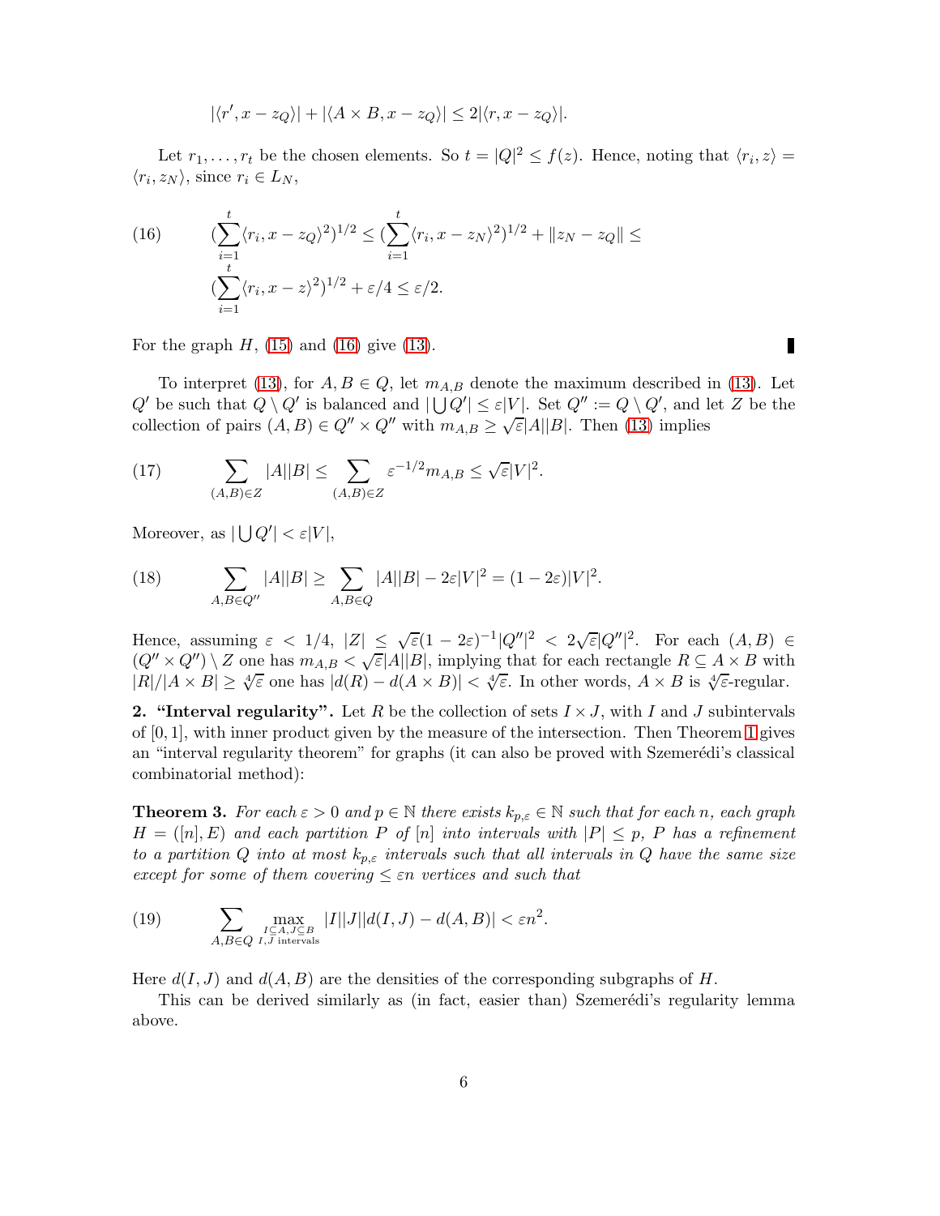$$|\langle r', x - z_Q\rangle| + |\langle A \times B, x - z_Q\rangle| \leq 2|\langle r, x - z_Q\rangle|.$$

Let $r_1, \ldots, r_t$ be the chosen elements. So $t = |Q|^2 \leq f(z)$. Hence, noting that $\langle r_i, z\rangle = \langle r_i, z_N\rangle$, since $r_i \in L_N$,

$$\tag{16} \begin{aligned}(\sum_{i=1}^{t}\langle r_i, x - z_Q\rangle^2)^{1/2} &\leq (\sum_{i=1}^{t}\langle r_i, x - z_N\rangle^2)^{1/2} + \|z_N - z_Q\| \leq \\ &(\sum_{i=1}^{t}\langle r_i, x - z\rangle^2)^{1/2} + \varepsilon/4 \leq \varepsilon/2.\end{aligned}$$

For the graph $H$, (15) and (16) give (13). ∎

To interpret (13), for $A, B \in Q$, let $m_{A,B}$ denote the maximum described in (13). Let $Q'$ be such that $Q \setminus Q'$ is balanced and $|\bigcup Q'| \leq \varepsilon|V|$. Set $Q'' := Q \setminus Q'$, and let $Z$ be the collection of pairs $(A, B) \in Q'' \times Q''$ with $m_{A,B} \geq \sqrt{\varepsilon}|A||B|$. Then (13) implies

$$\tag{17} \sum_{(A,B)\in Z} |A||B| \leq \sum_{(A,B)\in Z} \varepsilon^{-1/2} m_{A,B} \leq \sqrt{\varepsilon}|V|^2.$$

Moreover, as $|\bigcup Q'| < \varepsilon|V|$,

$$\tag{18} \sum_{A,B\in Q''} |A||B| \geq \sum_{A,B\in Q} |A||B| - 2\varepsilon|V|^2 = (1 - 2\varepsilon)|V|^2.$$

Hence, assuming $\varepsilon < 1/4$, $|Z| \leq \sqrt{\varepsilon}(1 - 2\varepsilon)^{-1}|Q''|^2 < 2\sqrt{\varepsilon}|Q''|^2$. For each $(A, B) \in (Q'' \times Q'') \setminus Z$ one has $m_{A,B} < \sqrt{\varepsilon}|A||B|$, implying that for each rectangle $R \subseteq A \times B$ with $|R|/|A \times B| \geq \sqrt[4]{\varepsilon}$ one has $|d(R) - d(A \times B)| < \sqrt[4]{\varepsilon}$. In other words, $A \times B$ is $\sqrt[4]{\varepsilon}$-regular.

**2. "Interval regularity".** Let $R$ be the collection of sets $I \times J$, with $I$ and $J$ subintervals of $[0, 1]$, with inner product given by the measure of the intersection. Then Theorem 1 gives an "interval regularity theorem" for graphs (it can also be proved with Szemerédi's classical combinatorial method):

**Theorem 3.** *For each $\varepsilon > 0$ and $p \in \mathbb{N}$ there exists $k_{p,\varepsilon} \in \mathbb{N}$ such that for each $n$, each graph $H = ([n], E)$ and each partition $P$ of $[n]$ into intervals with $|P| \leq p$, $P$ has a refinement to a partition $Q$ into at most $k_{p,\varepsilon}$ intervals such that all intervals in $Q$ have the same size except for some of them covering $\leq \varepsilon n$ vertices and such that*

$$\tag{19} \sum_{A,B\in Q} \max_{\substack{I\subseteq A, J\subseteq B\\ I,J \text{ intervals}}} |I||J||d(I, J) - d(A, B)| < \varepsilon n^2.$$

Here $d(I, J)$ and $d(A, B)$ are the densities of the corresponding subgraphs of $H$.

This can be derived similarly as (in fact, easier than) Szemerédi's regularity lemma above.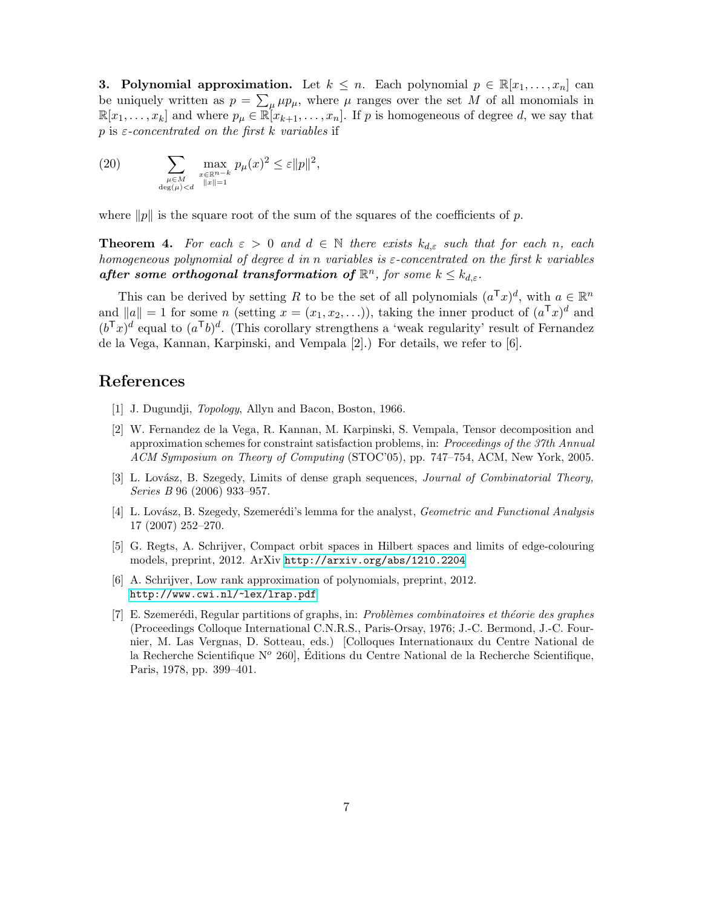**3. Polynomial approximation.** Let $k \leq n$. Each polynomial $p \in \mathbb{R}[x_1, \ldots, x_n]$ can be uniquely written as $p = \sum_\mu \mu p_\mu$, where $\mu$ ranges over the set $M$ of all monomials in $\mathbb{R}[x_1, \ldots, x_k]$ and where $p_\mu \in \mathbb{R}[x_{k+1}, \ldots, x_n]$. If $p$ is homogeneous of degree $d$, we say that $p$ is *$\varepsilon$-concentrated on the first $k$ variables* if

$$\sum_{\substack{\mu \in M \\ \deg(\mu) < d}} \max_{\substack{x \in \mathbb{R}^{n-k} \\ \|x\|=1}} p_\mu(x)^2 \leq \varepsilon \|p\|^2, \tag{20}$$

where $\|p\|$ is the square root of the sum of the squares of the coefficients of $p$.

**Theorem 4.** *For each $\varepsilon > 0$ and $d \in \mathbb{N}$ there exists $k_{d,\varepsilon}$ such that for each $n$, each homogeneous polynomial of degree $d$ in $n$ variables is $\varepsilon$-concentrated on the first $k$ variables* ***after some orthogonal transformation of*** *$\mathbb{R}^n$, for some $k \leq k_{d,\varepsilon}$.*

This can be derived by setting $R$ to be the set of all polynomials $(a^\mathsf{T} x)^d$, with $a \in \mathbb{R}^n$ and $\|a\| = 1$ for some $n$ (setting $x = (x_1, x_2, \ldots)$), taking the inner product of $(a^\mathsf{T} x)^d$ and $(b^\mathsf{T} x)^d$ equal to $(a^\mathsf{T} b)^d$. (This corollary strengthens a 'weak regularity' result of Fernandez de la Vega, Kannan, Karpinski, and Vempala [2].) For details, we refer to [6].

## References

[1] J. Dugundji, *Topology*, Allyn and Bacon, Boston, 1966.

[2] W. Fernandez de la Vega, R. Kannan, M. Karpinski, S. Vempala, Tensor decomposition and approximation schemes for constraint satisfaction problems, in: *Proceedings of the 37th Annual ACM Symposium on Theory of Computing* (STOC'05), pp. 747–754, ACM, New York, 2005.

[3] L. Lovász, B. Szegedy, Limits of dense graph sequences, *Journal of Combinatorial Theory, Series B* 96 (2006) 933–957.

[4] L. Lovász, B. Szegedy, Szemerédi's lemma for the analyst, *Geometric and Functional Analysis* 17 (2007) 252–270.

[5] G. Regts, A. Schrijver, Compact orbit spaces in Hilbert spaces and limits of edge-colouring models, preprint, 2012. ArXiv http://arxiv.org/abs/1210.2204

[6] A. Schrijver, Low rank approximation of polynomials, preprint, 2012. http://www.cwi.nl/~lex/lrap.pdf

[7] E. Szemerédi, Regular partitions of graphs, in: *Problèmes combinatoires et théorie des graphes* (Proceedings Colloque International C.N.R.S., Paris-Orsay, 1976; J.-C. Bermond, J.-C. Fournier, M. Las Vergnas, D. Sotteau, eds.) [Colloques Internationaux du Centre National de la Recherche Scientifique N$^o$ 260], Éditions du Centre National de la Recherche Scientifique, Paris, 1978, pp. 399–401.